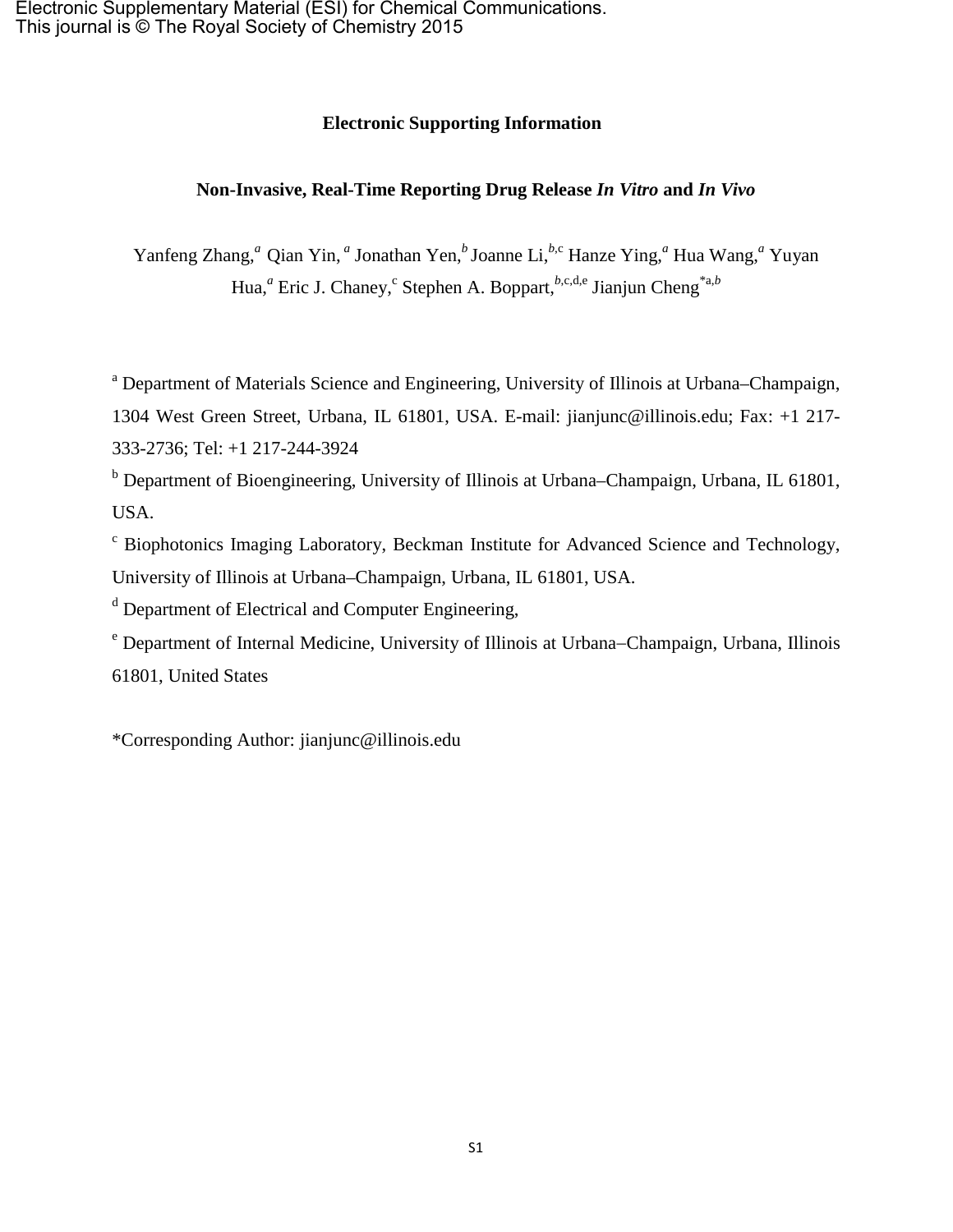Electronic Supplementary Material (ESI) for Chemical Communications.
This journal is © The Royal Society of Chemistry 2015

# Electronic Supporting Information

## Non-Invasive, Real-Time Reporting Drug Release *In Vitro* and *In Vivo*

Yanfeng Zhang,[a] Qian Yin,[a] Jonathan Yen,[b] Joanne Li,[b,c] Hanze Ying,[a] Hua Wang,[a] Yuyan Hua,[a] Eric J. Chaney,[c] Stephen A. Boppart,[b,c,d,e] Jianjun Cheng[*a,b]

[a] Department of Materials Science and Engineering, University of Illinois at Urbana–Champaign, 1304 West Green Street, Urbana, IL 61801, USA. E-mail: jianjunc@illinois.edu; Fax: +1 217-333-2736; Tel: +1 217-244-3924

[b] Department of Bioengineering, University of Illinois at Urbana–Champaign, Urbana, IL 61801, USA.

[c] Biophotonics Imaging Laboratory, Beckman Institute for Advanced Science and Technology, University of Illinois at Urbana–Champaign, Urbana, IL 61801, USA.

[d] Department of Electrical and Computer Engineering,

[e] Department of Internal Medicine, University of Illinois at Urbana−Champaign, Urbana, Illinois 61801, United States

*Corresponding Author: jianjunc@illinois.edu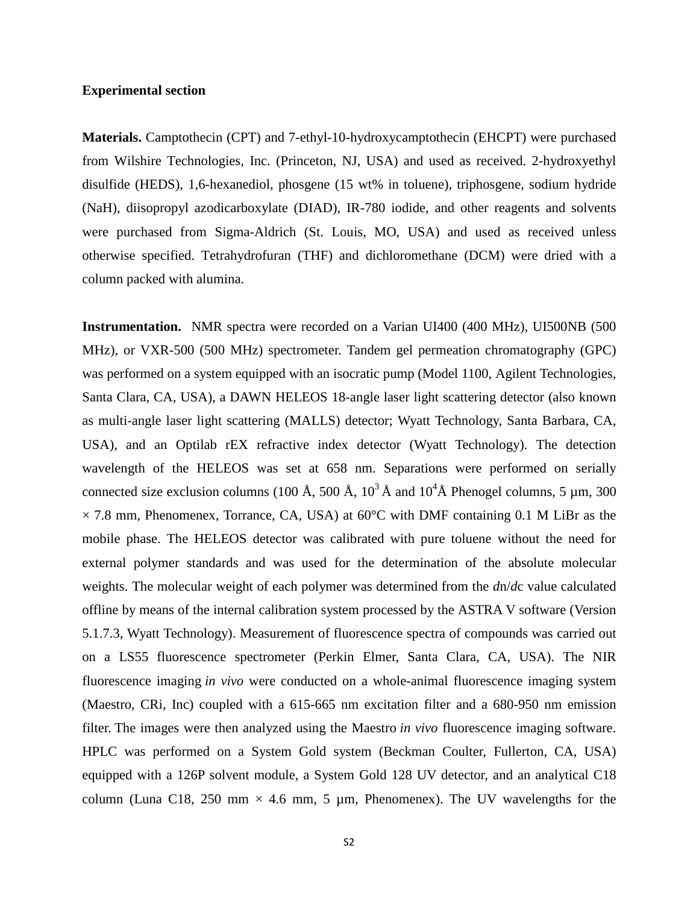**Experimental section**

**Materials.** Camptothecin (CPT) and 7-ethyl-10-hydroxycamptothecin (EHCPT) were purchased from Wilshire Technologies, Inc. (Princeton, NJ, USA) and used as received. 2-hydroxyethyl disulfide (HEDS), 1,6-hexanediol, phosgene (15 wt% in toluene), triphosgene, sodium hydride (NaH), diisopropyl azodicarboxylate (DIAD), IR-780 iodide, and other reagents and solvents were purchased from Sigma-Aldrich (St. Louis, MO, USA) and used as received unless otherwise specified. Tetrahydrofuran (THF) and dichloromethane (DCM) were dried with a column packed with alumina.

**Instrumentation.** NMR spectra were recorded on a Varian UI400 (400 MHz), UI500NB (500 MHz), or VXR-500 (500 MHz) spectrometer. Tandem gel permeation chromatography (GPC) was performed on a system equipped with an isocratic pump (Model 1100, Agilent Technologies, Santa Clara, CA, USA), a DAWN HELEOS 18-angle laser light scattering detector (also known as multi-angle laser light scattering (MALLS) detector; Wyatt Technology, Santa Barbara, CA, USA), and an Optilab rEX refractive index detector (Wyatt Technology). The detection wavelength of the HELEOS was set at 658 nm. Separations were performed on serially connected size exclusion columns (100 Å, 500 Å, $10^3$ Å and $10^4$ Å Phenogel columns, 5 µm, 300 × 7.8 mm, Phenomenex, Torrance, CA, USA) at 60°C with DMF containing 0.1 M LiBr as the mobile phase. The HELEOS detector was calibrated with pure toluene without the need for external polymer standards and was used for the determination of the absolute molecular weights. The molecular weight of each polymer was determined from the $dn/dc$ value calculated offline by means of the internal calibration system processed by the ASTRA V software (Version 5.1.7.3, Wyatt Technology). Measurement of fluorescence spectra of compounds was carried out on a LS55 fluorescence spectrometer (Perkin Elmer, Santa Clara, CA, USA). The NIR fluorescence imaging *in vivo* were conducted on a whole-animal fluorescence imaging system (Maestro, CRi, Inc) coupled with a 615-665 nm excitation filter and a 680-950 nm emission filter. The images were then analyzed using the Maestro *in vivo* fluorescence imaging software. HPLC was performed on a System Gold system (Beckman Coulter, Fullerton, CA, USA) equipped with a 126P solvent module, a System Gold 128 UV detector, and an analytical C18 column (Luna C18, 250 mm × 4.6 mm, 5 µm, Phenomenex). The UV wavelengths for the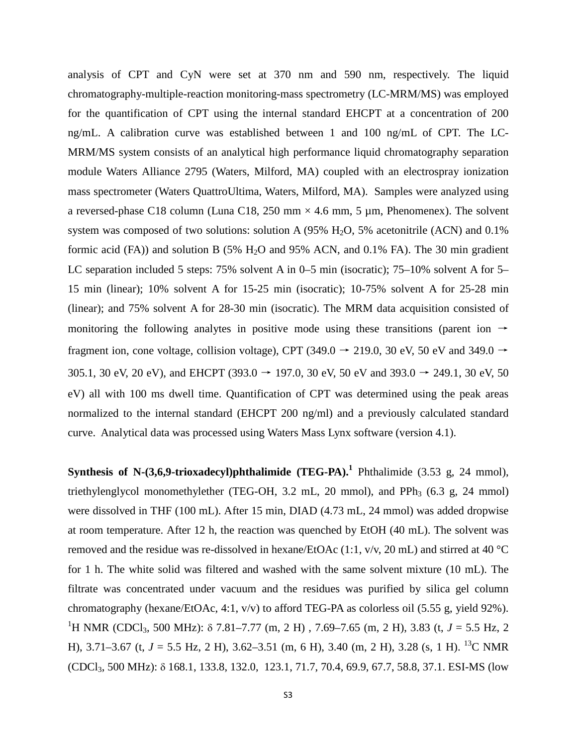analysis of CPT and CyN were set at 370 nm and 590 nm, respectively. The liquid chromatography-multiple-reaction monitoring-mass spectrometry (LC-MRM/MS) was employed for the quantification of CPT using the internal standard EHCPT at a concentration of 200 ng/mL. A calibration curve was established between 1 and 100 ng/mL of CPT. The LC-MRM/MS system consists of an analytical high performance liquid chromatography separation module Waters Alliance 2795 (Waters, Milford, MA) coupled with an electrospray ionization mass spectrometer (Waters QuattroUltima, Waters, Milford, MA). Samples were analyzed using a reversed-phase C18 column (Luna C18, 250 mm × 4.6 mm, 5 µm, Phenomenex). The solvent system was composed of two solutions: solution A (95% $H_2O$, 5% acetonitrile (ACN) and 0.1% formic acid (FA)) and solution B (5% $H_2O$ and 95% ACN, and 0.1% FA). The 30 min gradient LC separation included 5 steps: 75% solvent A in 0–5 min (isocratic); 75–10% solvent A for 5–15 min (linear); 10% solvent A for 15-25 min (isocratic); 10-75% solvent A for 25-28 min (linear); and 75% solvent A for 28-30 min (isocratic). The MRM data acquisition consisted of monitoring the following analytes in positive mode using these transitions (parent ion → fragment ion, cone voltage, collision voltage), CPT (349.0 → 219.0, 30 eV, 50 eV and 349.0 → 305.1, 30 eV, 20 eV), and EHCPT (393.0 → 197.0, 30 eV, 50 eV and 393.0 → 249.1, 30 eV, 50 eV) all with 100 ms dwell time. Quantification of CPT was determined using the peak areas normalized to the internal standard (EHCPT 200 ng/ml) and a previously calculated standard curve. Analytical data was processed using Waters Mass Lynx software (version 4.1).

**Synthesis of N-(3,6,9-trioxadecyl)phthalimide (TEG-PA).**[1] Phthalimide (3.53 g, 24 mmol), triethylenglycol monomethylether (TEG-OH, 3.2 mL, 20 mmol), and $PPh_3$ (6.3 g, 24 mmol) were dissolved in THF (100 mL). After 15 min, DIAD (4.73 mL, 24 mmol) was added dropwise at room temperature. After 12 h, the reaction was quenched by EtOH (40 mL). The solvent was removed and the residue was re-dissolved in hexane/EtOAc (1:1, v/v, 20 mL) and stirred at 40 °C for 1 h. The white solid was filtered and washed with the same solvent mixture (10 mL). The filtrate was concentrated under vacuum and the residues was purified by silica gel column chromatography (hexane/EtOAc, 4:1, v/v) to afford TEG-PA as colorless oil (5.55 g, yield 92%). $^1$H NMR ($CDCl_3$, 500 MHz): δ 7.81–7.77 (m, 2 H) , 7.69–7.65 (m, 2 H), 3.83 (t, $J$ = 5.5 Hz, 2 H), 3.71–3.67 (t, $J$ = 5.5 Hz, 2 H), 3.62–3.51 (m, 6 H), 3.40 (m, 2 H), 3.28 (s, 1 H). $^{13}$C NMR ($CDCl_3$, 500 MHz): δ 168.1, 133.8, 132.0, 123.1, 71.7, 70.4, 69.9, 67.7, 58.8, 37.1. ESI-MS (low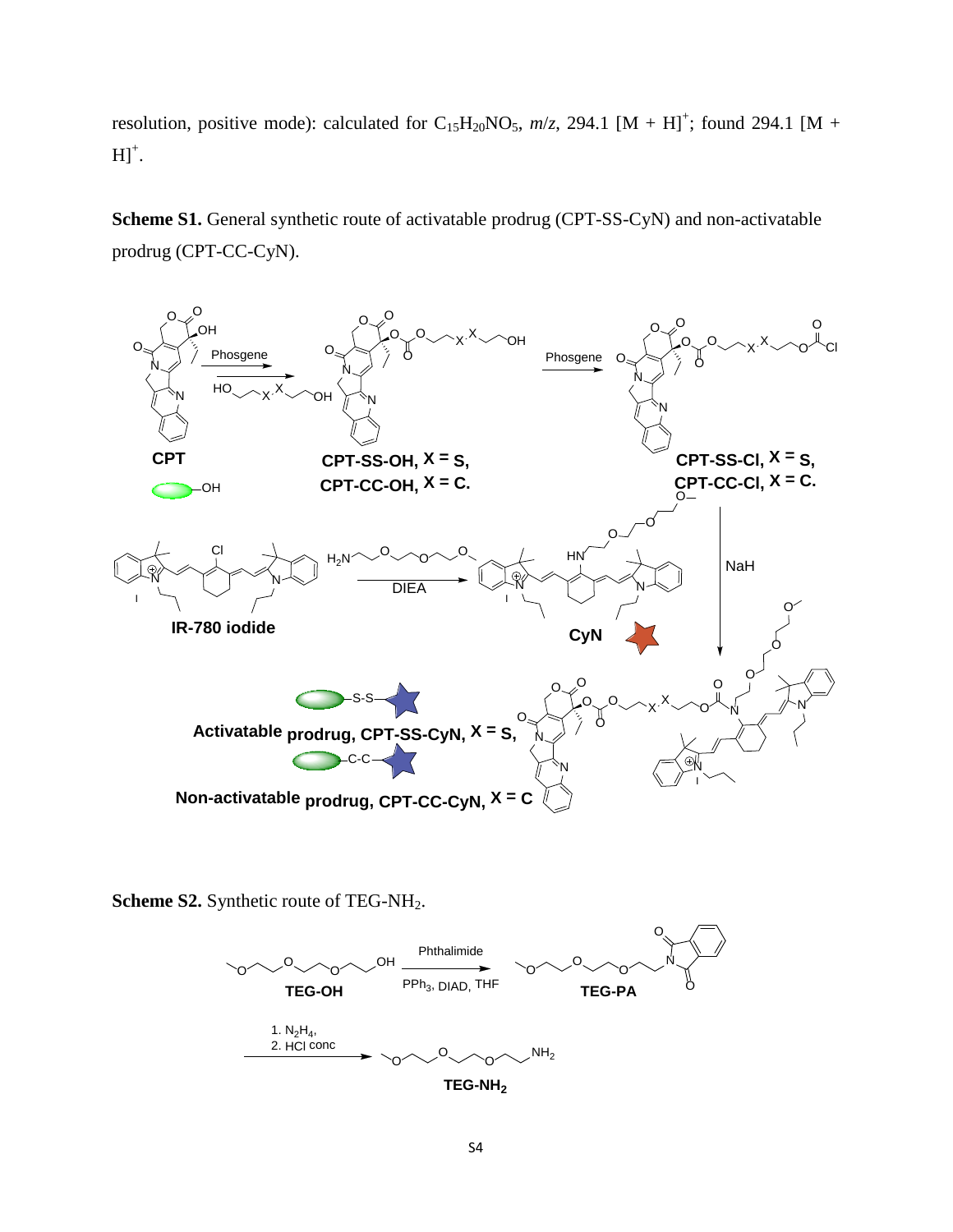resolution, positive mode): calculated for $C_{15}H_{20}NO_5$, *m/z*, 294.1 $[M + H]^+$; found 294.1 $[M + H]^+$.

**Scheme S1.** General synthetic route of activatable prodrug (CPT-SS-CyN) and non-activatable prodrug (CPT-CC-CyN).

**Scheme S2.** Synthetic route of $TEG\text{-}NH_2$.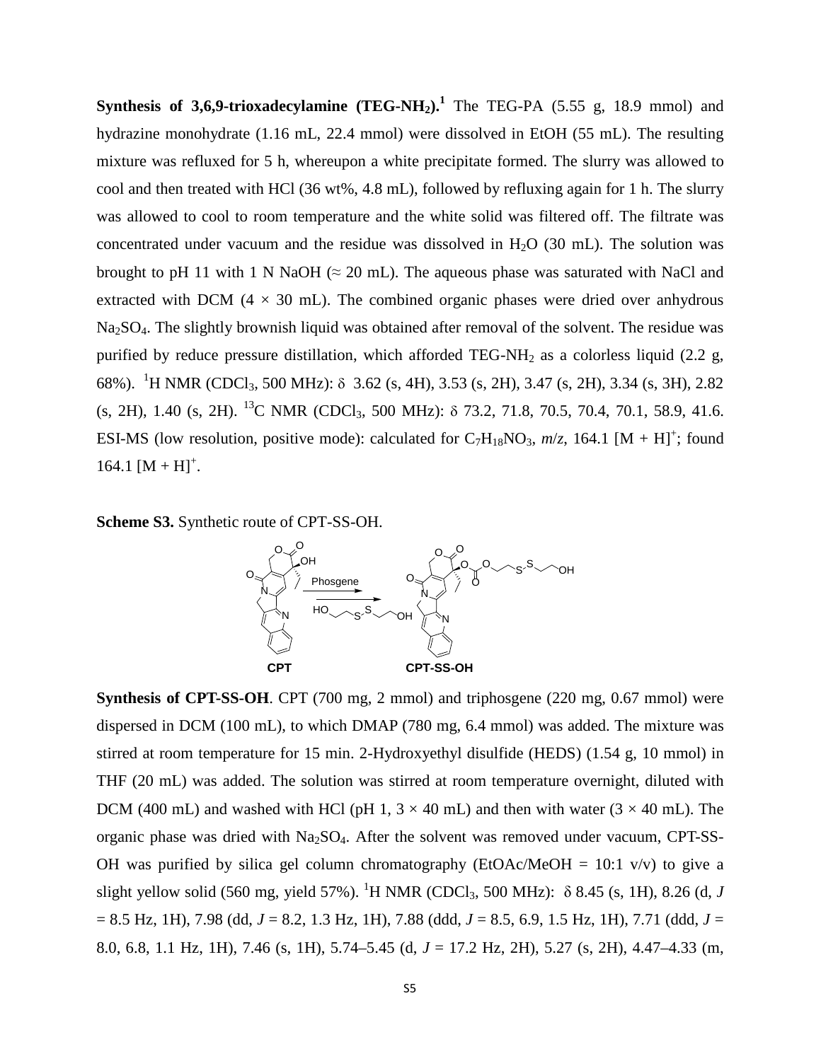**Synthesis of 3,6,9-trioxadecylamine (TEG-NH$_2$).**[1] The TEG-PA (5.55 g, 18.9 mmol) and hydrazine monohydrate (1.16 mL, 22.4 mmol) were dissolved in EtOH (55 mL). The resulting mixture was refluxed for 5 h, whereupon a white precipitate formed. The slurry was allowed to cool and then treated with HCl (36 wt%, 4.8 mL), followed by refluxing again for 1 h. The slurry was allowed to cool to room temperature and the white solid was filtered off. The filtrate was concentrated under vacuum and the residue was dissolved in $H_2O$ (30 mL). The solution was brought to pH 11 with 1 N NaOH (≈ 20 mL). The aqueous phase was saturated with NaCl and extracted with DCM (4 × 30 mL). The combined organic phases were dried over anhydrous $Na_2SO_4$. The slightly brownish liquid was obtained after removal of the solvent. The residue was purified by reduce pressure distillation, which afforded TEG-NH$_2$ as a colorless liquid (2.2 g, 68%). $^1$H NMR (CDCl$_3$, 500 MHz): $\delta$ 3.62 (s, 4H), 3.53 (s, 2H), 3.47 (s, 2H), 3.34 (s, 3H), 2.82 (s, 2H), 1.40 (s, 2H). $^{13}$C NMR (CDCl$_3$, 500 MHz): $\delta$ 73.2, 71.8, 70.5, 70.4, 70.1, 58.9, 41.6. ESI-MS (low resolution, positive mode): calculated for $C_7H_{18}NO_3$, *m*/*z*, 164.1 $[M + H]^+$; found 164.1 $[M + H]^+$.

**Scheme S3.** Synthetic route of CPT-SS-OH.

CPT → (Phosgene; HO–CH$_2$CH$_2$–S–S–CH$_2$CH$_2$–OH) → CPT-SS-OH

**Synthesis of CPT-SS-OH**. CPT (700 mg, 2 mmol) and triphosgene (220 mg, 0.67 mmol) were dispersed in DCM (100 mL), to which DMAP (780 mg, 6.4 mmol) was added. The mixture was stirred at room temperature for 15 min. 2-Hydroxyethyl disulfide (HEDS) (1.54 g, 10 mmol) in THF (20 mL) was added. The solution was stirred at room temperature overnight, diluted with DCM (400 mL) and washed with HCl (pH 1, 3 × 40 mL) and then with water (3 × 40 mL). The organic phase was dried with $Na_2SO_4$. After the solvent was removed under vacuum, CPT-SS-OH was purified by silica gel column chromatography (EtOAc/MeOH = 10:1 v/v) to give a slight yellow solid (560 mg, yield 57%). $^1$H NMR (CDCl$_3$, 500 MHz): $\delta$ 8.45 (s, 1H), 8.26 (d, *J* = 8.5 Hz, 1H), 7.98 (dd, *J* = 8.2, 1.3 Hz, 1H), 7.88 (ddd, *J* = 8.5, 6.9, 1.5 Hz, 1H), 7.71 (ddd, *J* = 8.0, 6.8, 1.1 Hz, 1H), 7.46 (s, 1H), 5.74–5.45 (d, *J* = 17.2 Hz, 2H), 5.27 (s, 2H), 4.47–4.33 (m,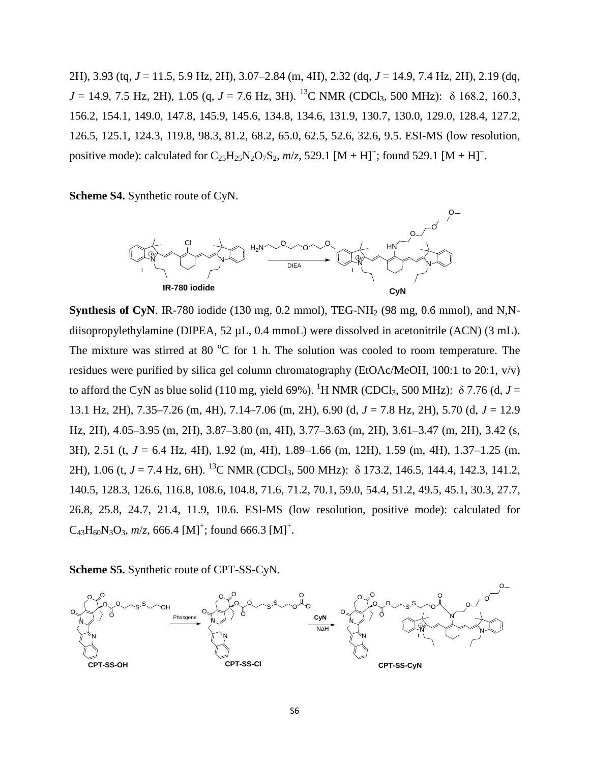2H), 3.93 (tq, $J$ = 11.5, 5.9 Hz, 2H), 3.07–2.84 (m, 4H), 2.32 (dq, $J$ = 14.9, 7.4 Hz, 2H), 2.19 (dq, $J$ = 14.9, 7.5 Hz, 2H), 1.05 (q, $J$ = 7.6 Hz, 3H). $^{13}$C NMR (CDCl$_3$, 500 MHz): δ 168.2, 160.3, 156.2, 154.1, 149.0, 147.8, 145.9, 145.6, 134.8, 134.6, 131.9, 130.7, 130.0, 129.0, 128.4, 127.2, 126.5, 125.1, 124.3, 119.8, 98.3, 81.2, 68.2, 65.0, 62.5, 52.6, 32.6, 9.5. ESI-MS (low resolution, positive mode): calculated for $C_{25}H_{25}N_2O_7S_2$, $m/z$, 529.1 $[M + H]^+$; found 529.1 $[M + H]^+$.

**Scheme S4.** Synthetic route of CyN.

IR-780 iodide → (H$_2$N-TEG, DIEA) → CyN

**Synthesis of CyN**. IR-780 iodide (130 mg, 0.2 mmol), TEG-NH$_2$ (98 mg, 0.6 mmol), and N,N-diisopropylethylamine (DIPEA, 52 µL, 0.4 mmoL) were dissolved in acetonitrile (ACN) (3 mL). The mixture was stirred at 80 °C for 1 h. The solution was cooled to room temperature. The residues were purified by silica gel column chromatography (EtOAc/MeOH, 100:1 to 20:1, v/v) to afford the CyN as blue solid (110 mg, yield 69%). $^1$H NMR (CDCl$_3$, 500 MHz): δ 7.76 (d, $J$ = 13.1 Hz, 2H), 7.35–7.26 (m, 4H), 7.14–7.06 (m, 2H), 6.90 (d, $J$ = 7.8 Hz, 2H), 5.70 (d, $J$ = 12.9 Hz, 2H), 4.05–3.95 (m, 2H), 3.87–3.80 (m, 4H), 3.77–3.63 (m, 2H), 3.61–3.47 (m, 2H), 3.42 (s, 3H), 2.51 (t, $J$ = 6.4 Hz, 4H), 1.92 (m, 4H), 1.89–1.66 (m, 12H), 1.59 (m, 4H), 1.37–1.25 (m, 2H), 1.06 (t, $J$ = 7.4 Hz, 6H). $^{13}$C NMR (CDCl$_3$, 500 MHz): δ 173.2, 146.5, 144.4, 142.3, 141.2, 140.5, 128.3, 126.6, 116.8, 108.6, 104.8, 71.6, 71.2, 70.1, 59.0, 54.4, 51.2, 49.5, 45.1, 30.3, 27.7, 26.8, 25.8, 24.7, 21.4, 11.9, 10.6. ESI-MS (low resolution, positive mode): calculated for $C_{43}H_{60}N_3O_3$, $m/z$, 666.4 $[M]^+$; found 666.3 $[M]^+$.

**Scheme S5.** Synthetic route of CPT-SS-CyN.

CPT-SS-OH → (Phosgene) → CPT-SS-Cl → (CyN, NaH) → CPT-SS-CyN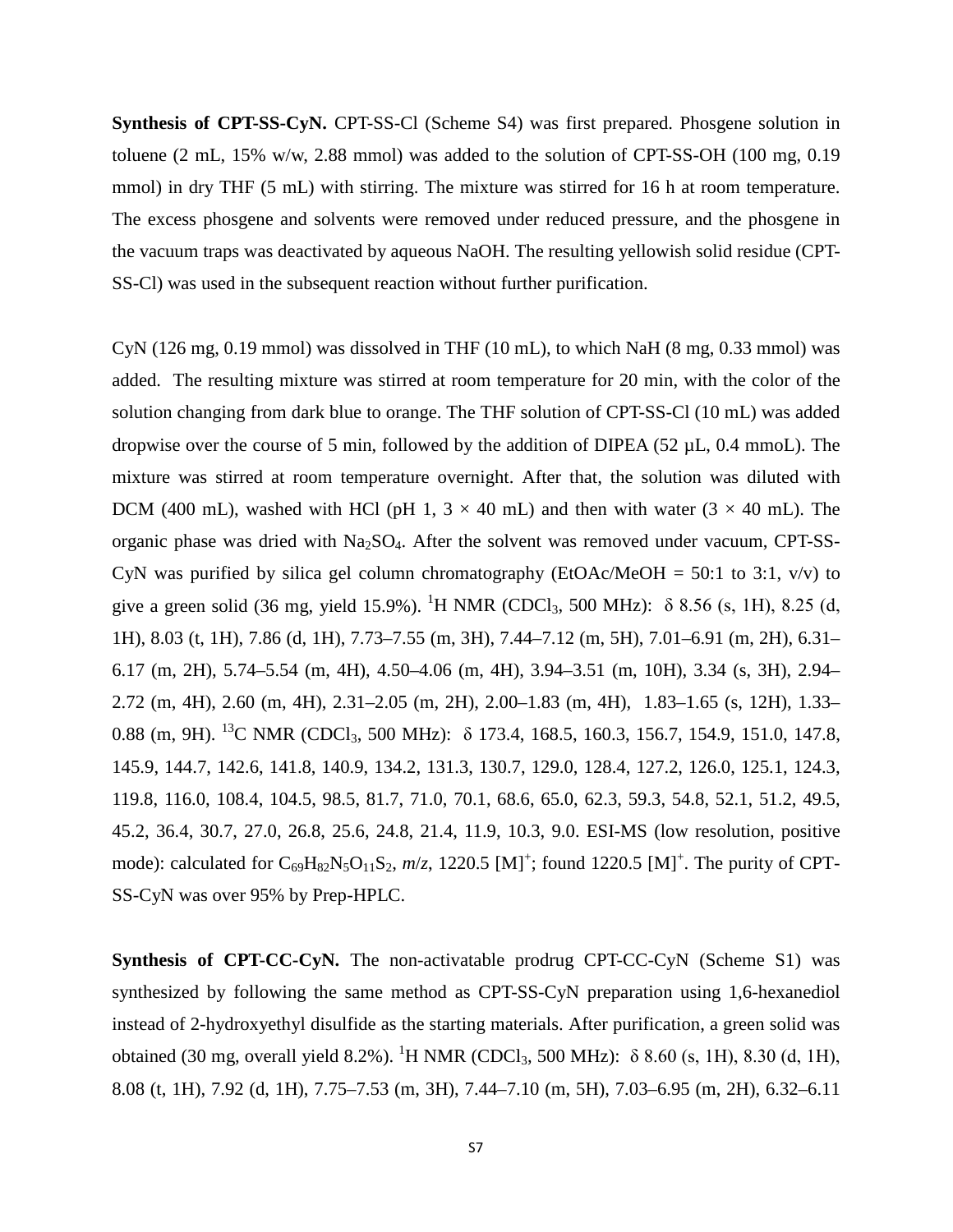**Synthesis of CPT-SS-CyN.** CPT-SS-Cl (Scheme S4) was first prepared. Phosgene solution in toluene (2 mL, 15% w/w, 2.88 mmol) was added to the solution of CPT-SS-OH (100 mg, 0.19 mmol) in dry THF (5 mL) with stirring. The mixture was stirred for 16 h at room temperature. The excess phosgene and solvents were removed under reduced pressure, and the phosgene in the vacuum traps was deactivated by aqueous NaOH. The resulting yellowish solid residue (CPT-SS-Cl) was used in the subsequent reaction without further purification.

CyN (126 mg, 0.19 mmol) was dissolved in THF (10 mL), to which NaH (8 mg, 0.33 mmol) was added. The resulting mixture was stirred at room temperature for 20 min, with the color of the solution changing from dark blue to orange. The THF solution of CPT-SS-Cl (10 mL) was added dropwise over the course of 5 min, followed by the addition of DIPEA (52 µL, 0.4 mmoL). The mixture was stirred at room temperature overnight. After that, the solution was diluted with DCM (400 mL), washed with HCl (pH 1, 3 × 40 mL) and then with water (3 × 40 mL). The organic phase was dried with $Na_2SO_4$. After the solvent was removed under vacuum, CPT-SS-CyN was purified by silica gel column chromatography (EtOAc/MeOH = 50:1 to 3:1, v/v) to give a green solid (36 mg, yield 15.9%). $^1$H NMR ($CDCl_3$, 500 MHz): δ 8.56 (s, 1H), 8.25 (d, 1H), 8.03 (t, 1H), 7.86 (d, 1H), 7.73–7.55 (m, 3H), 7.44–7.12 (m, 5H), 7.01–6.91 (m, 2H), 6.31–6.17 (m, 2H), 5.74–5.54 (m, 4H), 4.50–4.06 (m, 4H), 3.94–3.51 (m, 10H), 3.34 (s, 3H), 2.94–2.72 (m, 4H), 2.60 (m, 4H), 2.31–2.05 (m, 2H), 2.00–1.83 (m, 4H), 1.83–1.65 (s, 12H), 1.33–0.88 (m, 9H). $^{13}$C NMR ($CDCl_3$, 500 MHz): δ 173.4, 168.5, 160.3, 156.7, 154.9, 151.0, 147.8, 145.9, 144.7, 142.6, 141.8, 140.9, 134.2, 131.3, 130.7, 129.0, 128.4, 127.2, 126.0, 125.1, 124.3, 119.8, 116.0, 108.4, 104.5, 98.5, 81.7, 71.0, 70.1, 68.6, 65.0, 62.3, 59.3, 54.8, 52.1, 51.2, 49.5, 45.2, 36.4, 30.7, 27.0, 26.8, 25.6, 24.8, 21.4, 11.9, 10.3, 9.0. ESI-MS (low resolution, positive mode): calculated for $C_{69}H_{82}N_5O_{11}S_2$, *m*/*z*, 1220.5 $[M]^+$; found 1220.5 $[M]^+$. The purity of CPT-SS-CyN was over 95% by Prep-HPLC.

**Synthesis of CPT-CC-CyN.** The non-activatable prodrug CPT-CC-CyN (Scheme S1) was synthesized by following the same method as CPT-SS-CyN preparation using 1,6-hexanediol instead of 2-hydroxyethyl disulfide as the starting materials. After purification, a green solid was obtained (30 mg, overall yield 8.2%). $^1$H NMR ($CDCl_3$, 500 MHz): δ 8.60 (s, 1H), 8.30 (d, 1H), 8.08 (t, 1H), 7.92 (d, 1H), 7.75–7.53 (m, 3H), 7.44–7.10 (m, 5H), 7.03–6.95 (m, 2H), 6.32–6.11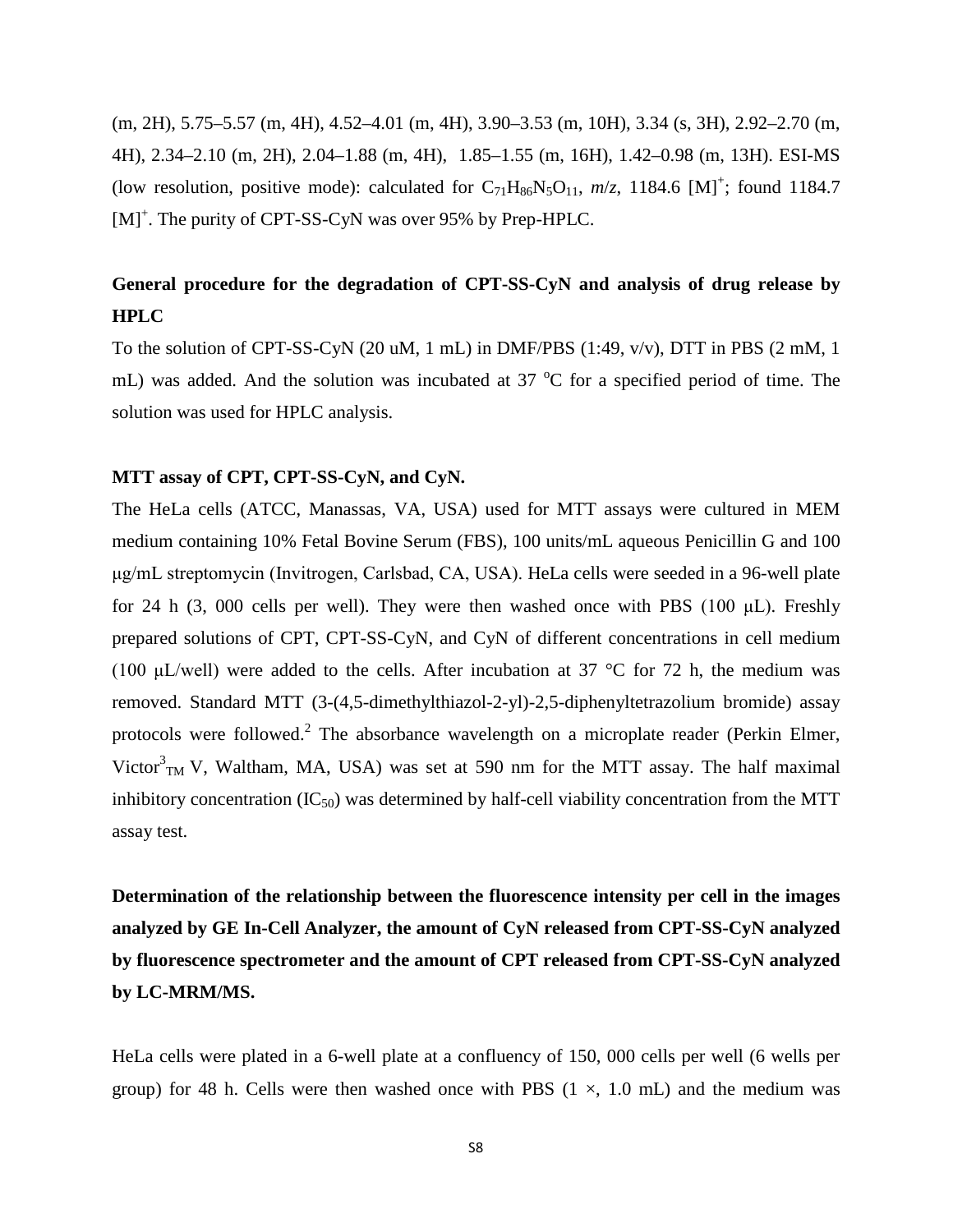(m, 2H), 5.75–5.57 (m, 4H), 4.52–4.01 (m, 4H), 3.90–3.53 (m, 10H), 3.34 (s, 3H), 2.92–2.70 (m, 4H), 2.34–2.10 (m, 2H), 2.04–1.88 (m, 4H), 1.85–1.55 (m, 16H), 1.42–0.98 (m, 13H). ESI-MS (low resolution, positive mode): calculated for $C_{71}H_{86}N_5O_{11}$, *m*/*z*, 1184.6 $[M]^+$; found 1184.7 $[M]^+$. The purity of CPT-SS-CyN was over 95% by Prep-HPLC.

**General procedure for the degradation of CPT-SS-CyN and analysis of drug release by HPLC**

To the solution of CPT-SS-CyN (20 uM, 1 mL) in DMF/PBS (1:49, v/v), DTT in PBS (2 mM, 1 mL) was added. And the solution was incubated at 37 °C for a specified period of time. The solution was used for HPLC analysis.

**MTT assay of CPT, CPT-SS-CyN, and CyN.**

The HeLa cells (ATCC, Manassas, VA, USA) used for MTT assays were cultured in MEM medium containing 10% Fetal Bovine Serum (FBS), 100 units/mL aqueous Penicillin G and 100 μg/mL streptomycin (Invitrogen, Carlsbad, CA, USA). HeLa cells were seeded in a 96-well plate for 24 h (3, 000 cells per well). They were then washed once with PBS (100 μL). Freshly prepared solutions of CPT, CPT-SS-CyN, and CyN of different concentrations in cell medium (100 μL/well) were added to the cells. After incubation at 37 °C for 72 h, the medium was removed. Standard MTT (3-(4,5-dimethylthiazol-2-yl)-2,5-diphenyltetrazolium bromide) assay protocols were followed.[2] The absorbance wavelength on a microplate reader (Perkin Elmer, Victor$^{3}_{TM}$ V, Waltham, MA, USA) was set at 590 nm for the MTT assay. The half maximal inhibitory concentration ($IC_{50}$) was determined by half-cell viability concentration from the MTT assay test.

**Determination of the relationship between the fluorescence intensity per cell in the images analyzed by GE In-Cell Analyzer, the amount of CyN released from CPT-SS-CyN analyzed by fluorescence spectrometer and the amount of CPT released from CPT-SS-CyN analyzed by LC-MRM/MS.**

HeLa cells were plated in a 6-well plate at a confluency of 150, 000 cells per well (6 wells per group) for 48 h. Cells were then washed once with PBS (1 ×, 1.0 mL) and the medium was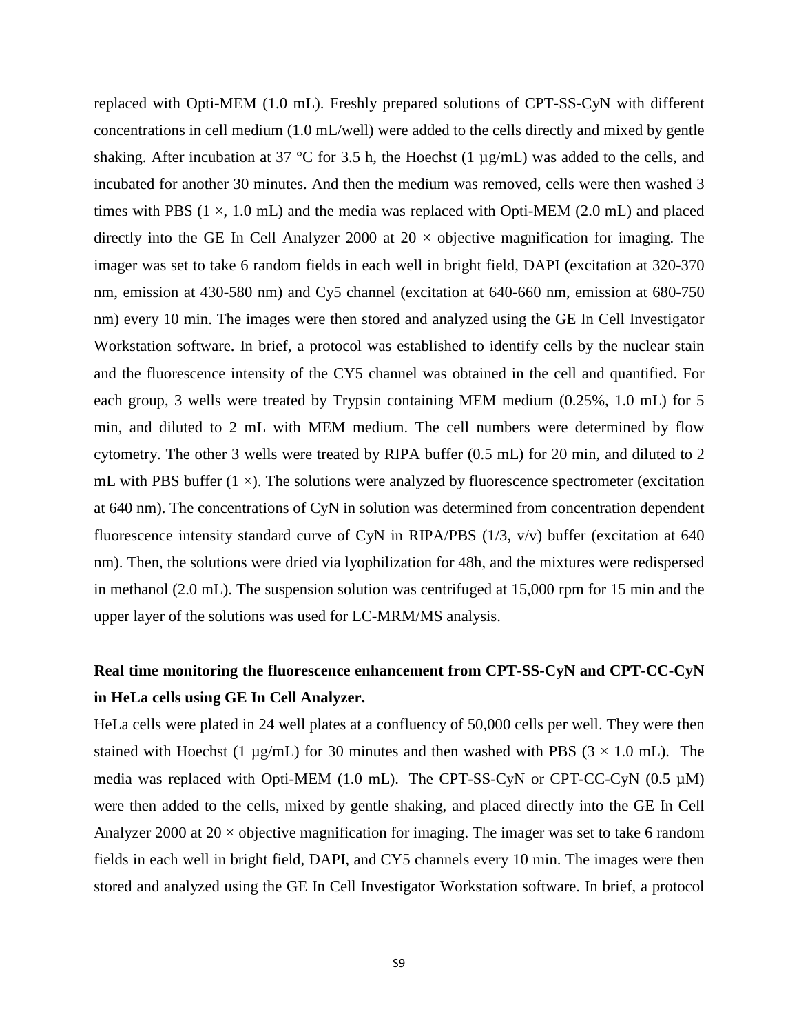replaced with Opti-MEM (1.0 mL). Freshly prepared solutions of CPT-SS-CyN with different concentrations in cell medium (1.0 mL/well) were added to the cells directly and mixed by gentle shaking. After incubation at 37 °C for 3.5 h, the Hoechst (1 µg/mL) was added to the cells, and incubated for another 30 minutes. And then the medium was removed, cells were then washed 3 times with PBS (1 ×, 1.0 mL) and the media was replaced with Opti-MEM (2.0 mL) and placed directly into the GE In Cell Analyzer 2000 at 20 × objective magnification for imaging. The imager was set to take 6 random fields in each well in bright field, DAPI (excitation at 320-370 nm, emission at 430-580 nm) and Cy5 channel (excitation at 640-660 nm, emission at 680-750 nm) every 10 min. The images were then stored and analyzed using the GE In Cell Investigator Workstation software. In brief, a protocol was established to identify cells by the nuclear stain and the fluorescence intensity of the CY5 channel was obtained in the cell and quantified. For each group, 3 wells were treated by Trypsin containing MEM medium (0.25%, 1.0 mL) for 5 min, and diluted to 2 mL with MEM medium. The cell numbers were determined by flow cytometry. The other 3 wells were treated by RIPA buffer (0.5 mL) for 20 min, and diluted to 2 mL with PBS buffer (1 ×). The solutions were analyzed by fluorescence spectrometer (excitation at 640 nm). The concentrations of CyN in solution was determined from concentration dependent fluorescence intensity standard curve of CyN in RIPA/PBS (1/3, v/v) buffer (excitation at 640 nm). Then, the solutions were dried via lyophilization for 48h, and the mixtures were redispersed in methanol (2.0 mL). The suspension solution was centrifuged at 15,000 rpm for 15 min and the upper layer of the solutions was used for LC-MRM/MS analysis.

**Real time monitoring the fluorescence enhancement from CPT-SS-CyN and CPT-CC-CyN in HeLa cells using GE In Cell Analyzer.**

HeLa cells were plated in 24 well plates at a confluency of 50,000 cells per well. They were then stained with Hoechst (1 µg/mL) for 30 minutes and then washed with PBS (3 × 1.0 mL). The media was replaced with Opti-MEM (1.0 mL). The CPT-SS-CyN or CPT-CC-CyN (0.5 µM) were then added to the cells, mixed by gentle shaking, and placed directly into the GE In Cell Analyzer 2000 at 20 × objective magnification for imaging. The imager was set to take 6 random fields in each well in bright field, DAPI, and CY5 channels every 10 min. The images were then stored and analyzed using the GE In Cell Investigator Workstation software. In brief, a protocol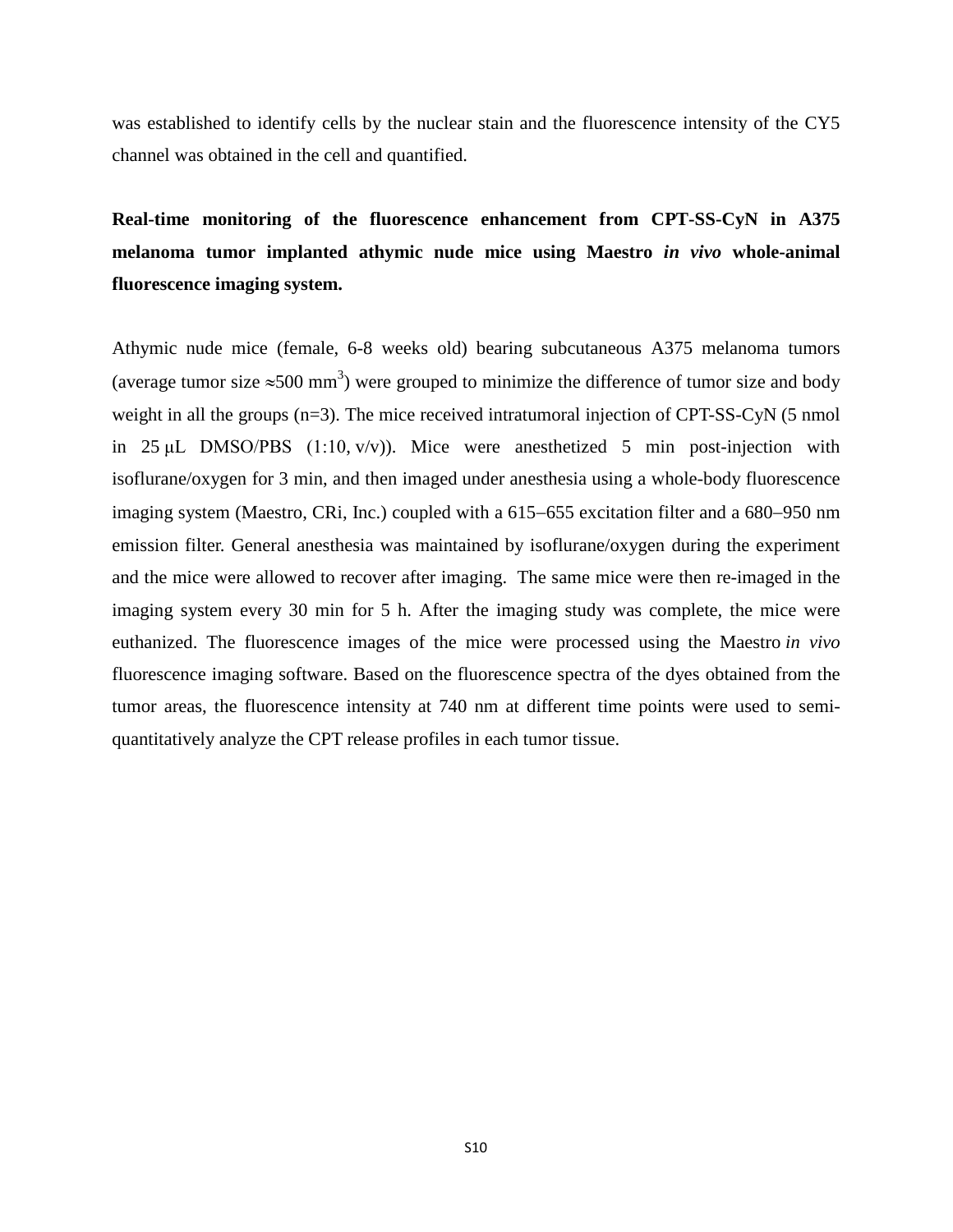was established to identify cells by the nuclear stain and the fluorescence intensity of the CY5 channel was obtained in the cell and quantified.

**Real-time monitoring of the fluorescence enhancement from CPT-SS-CyN in A375 melanoma tumor implanted athymic nude mice using Maestro *in vivo* whole-animal fluorescence imaging system.**

Athymic nude mice (female, 6-8 weeks old) bearing subcutaneous A375 melanoma tumors (average tumor size $\approx$500 mm$^3$) were grouped to minimize the difference of tumor size and body weight in all the groups (n=3). The mice received intratumoral injection of CPT-SS-CyN (5 nmol in 25 μL DMSO/PBS (1:10, v/v)). Mice were anesthetized 5 min post-injection with isoflurane/oxygen for 3 min, and then imaged under anesthesia using a whole-body fluorescence imaging system (Maestro, CRi, Inc.) coupled with a 615–655 excitation filter and a 680–950 nm emission filter. General anesthesia was maintained by isoflurane/oxygen during the experiment and the mice were allowed to recover after imaging. The same mice were then re-imaged in the imaging system every 30 min for 5 h. After the imaging study was complete, the mice were euthanized. The fluorescence images of the mice were processed using the Maestro *in vivo* fluorescence imaging software. Based on the fluorescence spectra of the dyes obtained from the tumor areas, the fluorescence intensity at 740 nm at different time points were used to semi-quantitatively analyze the CPT release profiles in each tumor tissue.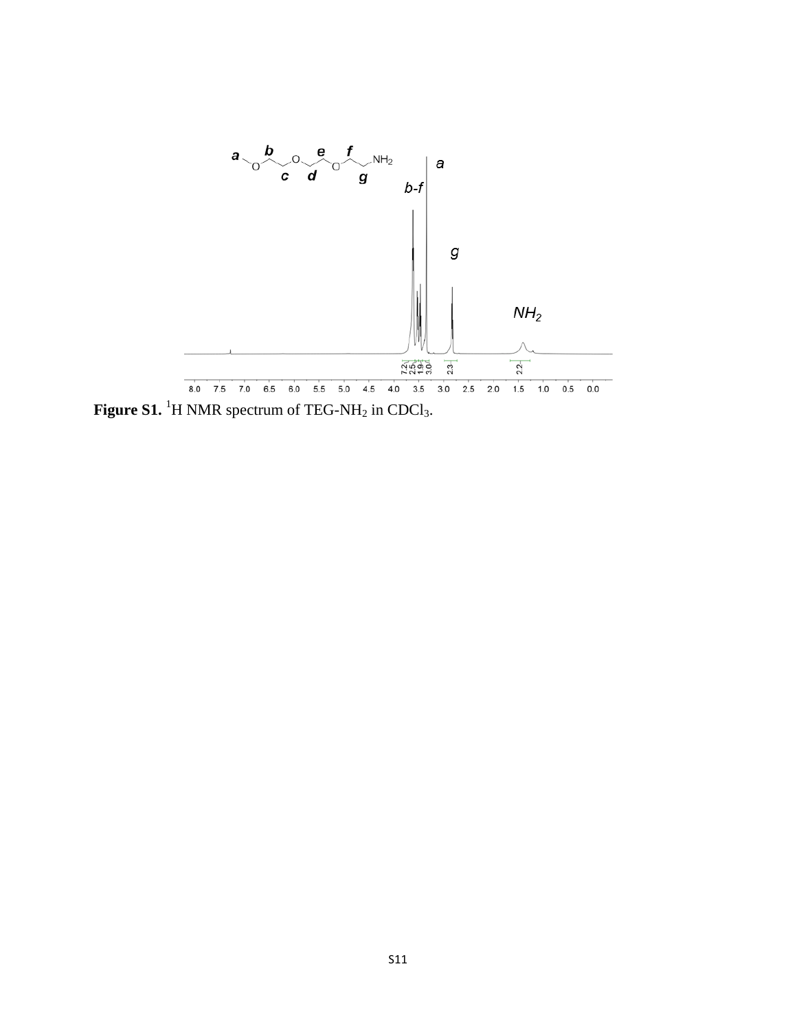**Figure S1.** $^{1}H$ NMR spectrum of TEG-$NH_2$ in $CDCl_3$.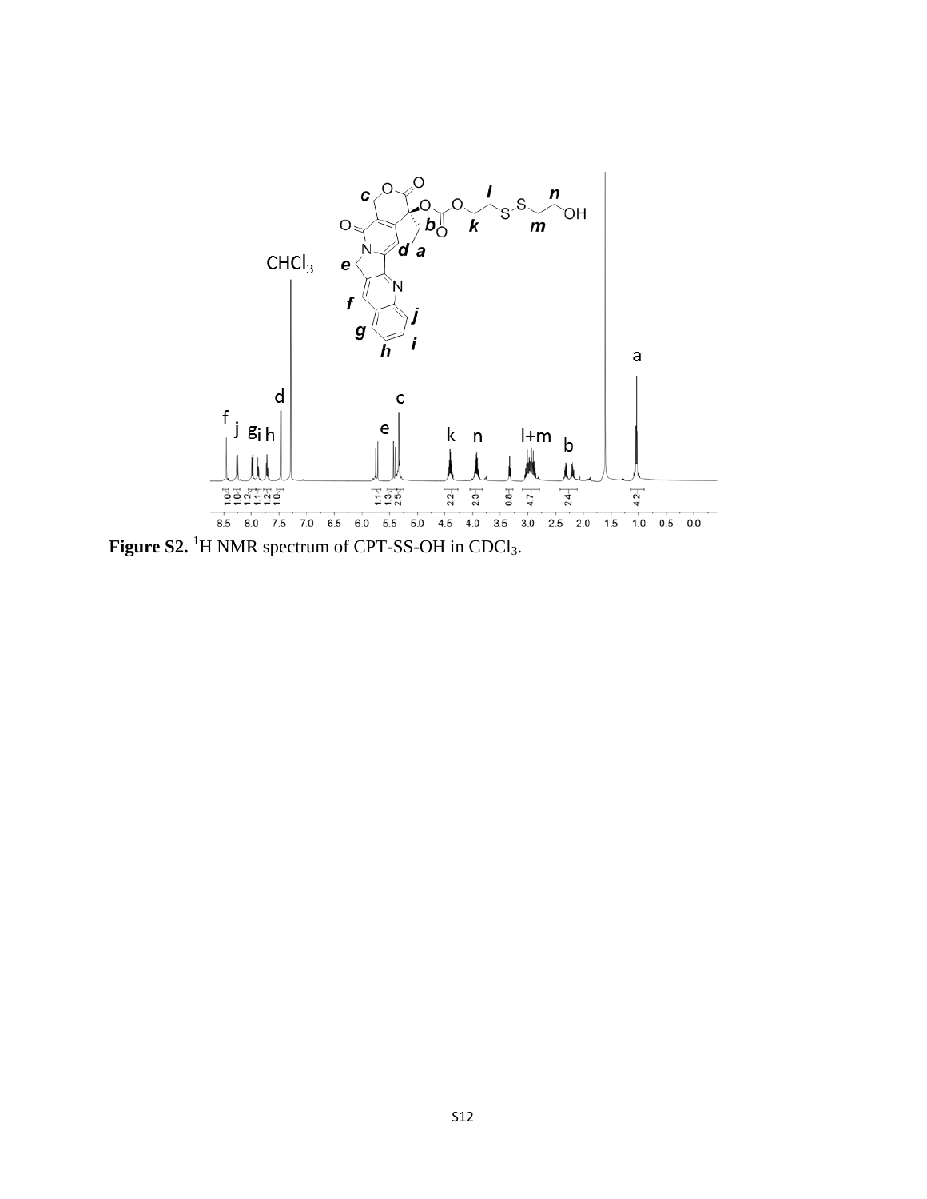**Figure S2.** $^1H$ NMR spectrum of CPT-SS-OH in $CDCl_3$.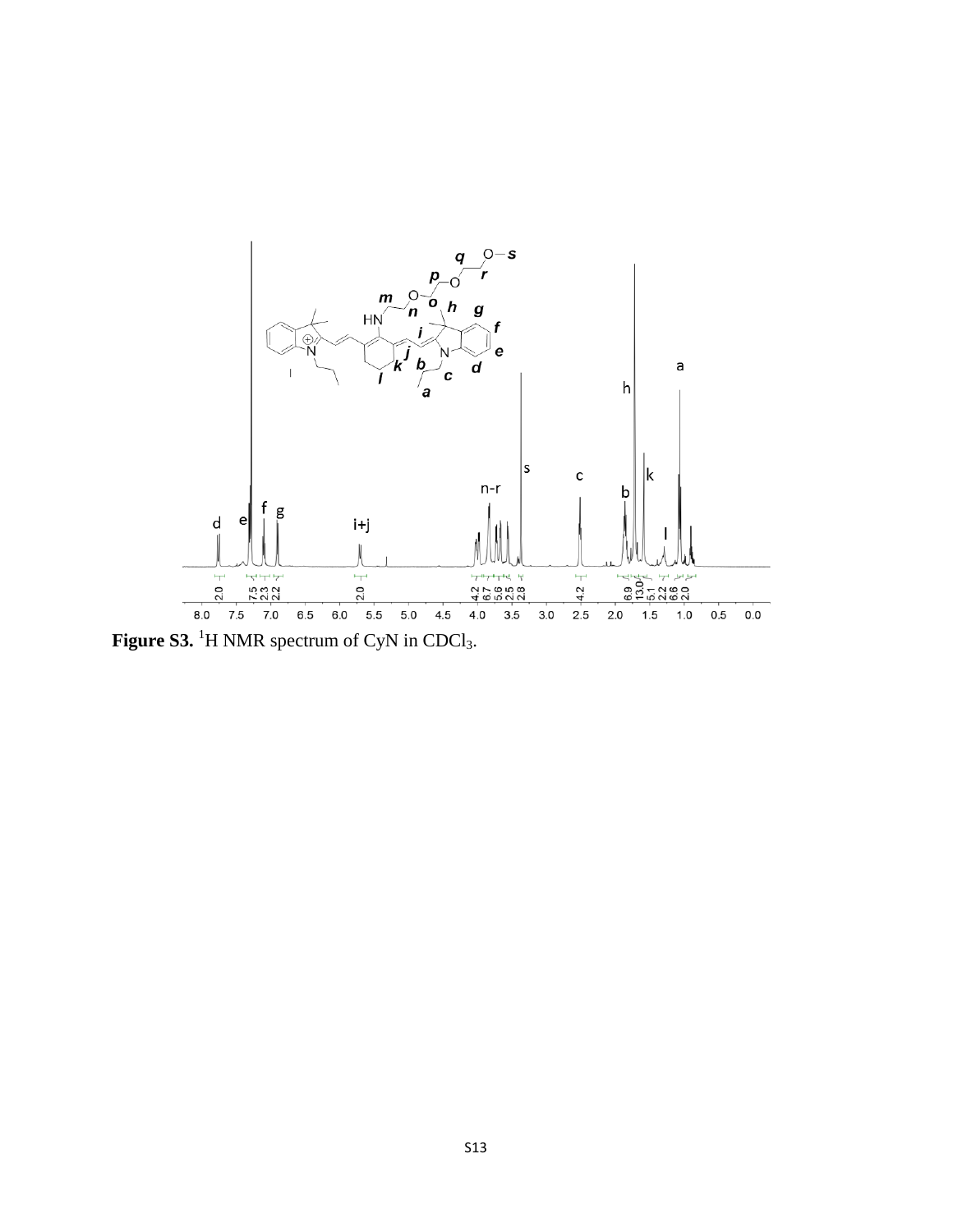**Figure S3.** $^{1}$H NMR spectrum of CyN in $CDCl_3$.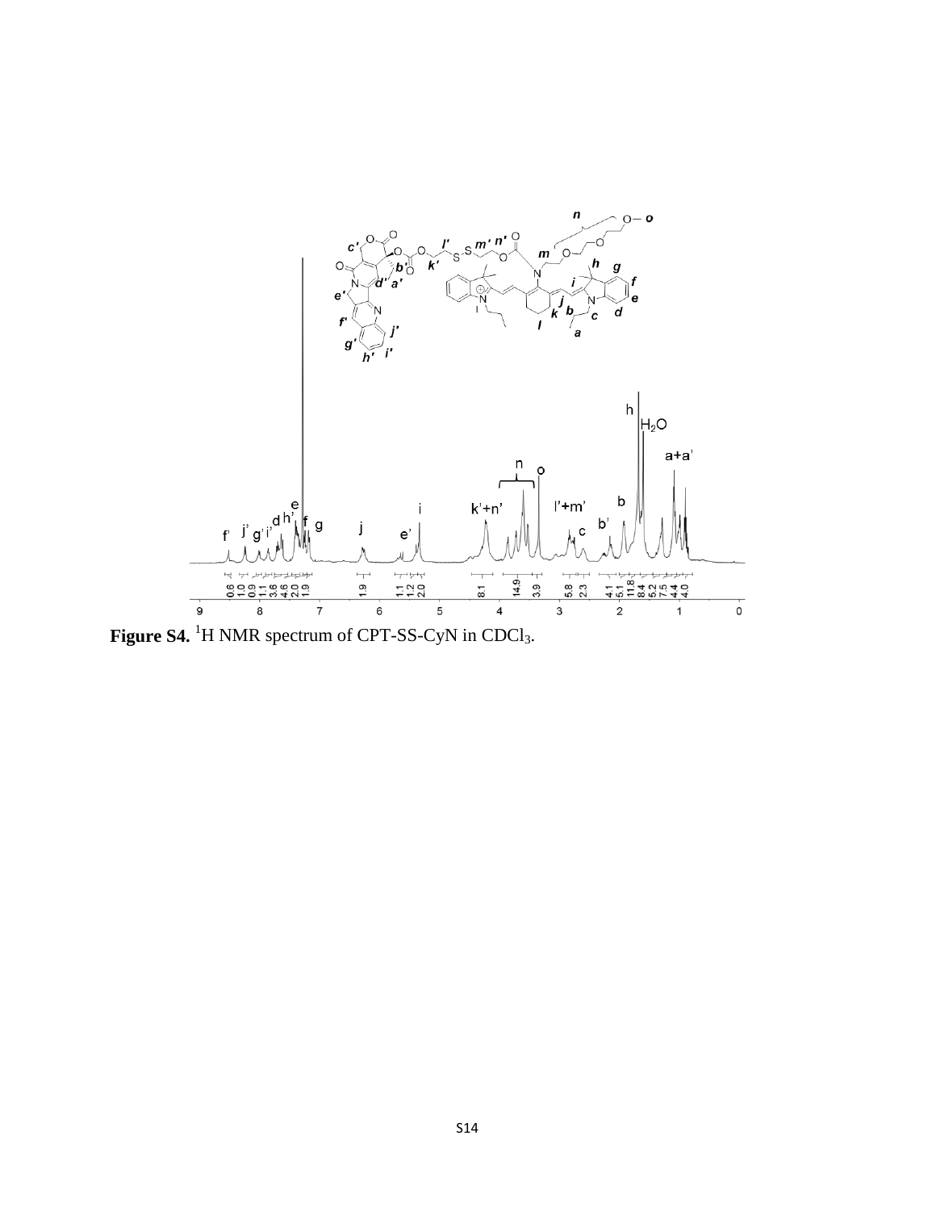**Figure S4.** $^1$H NMR spectrum of CPT-SS-CyN in $CDCl_3$.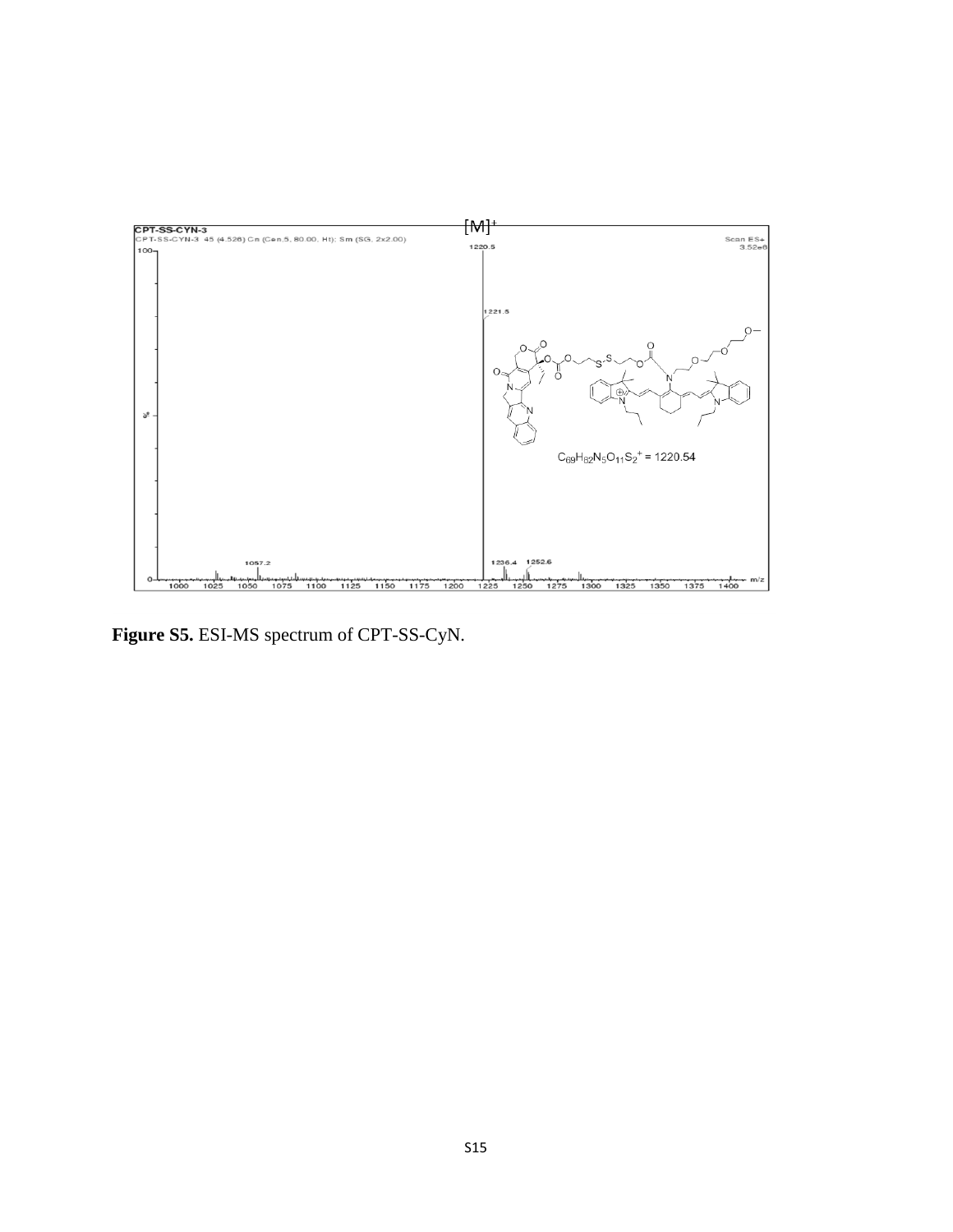**Figure S5.** ESI-MS spectrum of CPT-SS-CyN.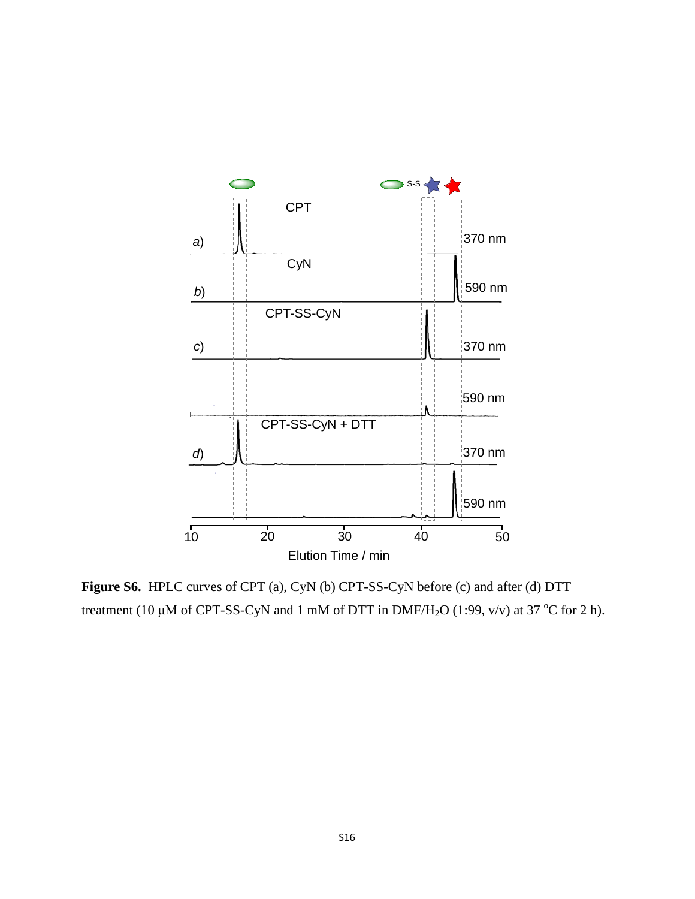**Figure S6.** HPLC curves of CPT (a), CyN (b) CPT-SS-CyN before (c) and after (d) DTT treatment (10 μM of CPT-SS-CyN and 1 mM of DTT in DMF/$H_2O$ (1:99, v/v) at 37 °C for 2 h).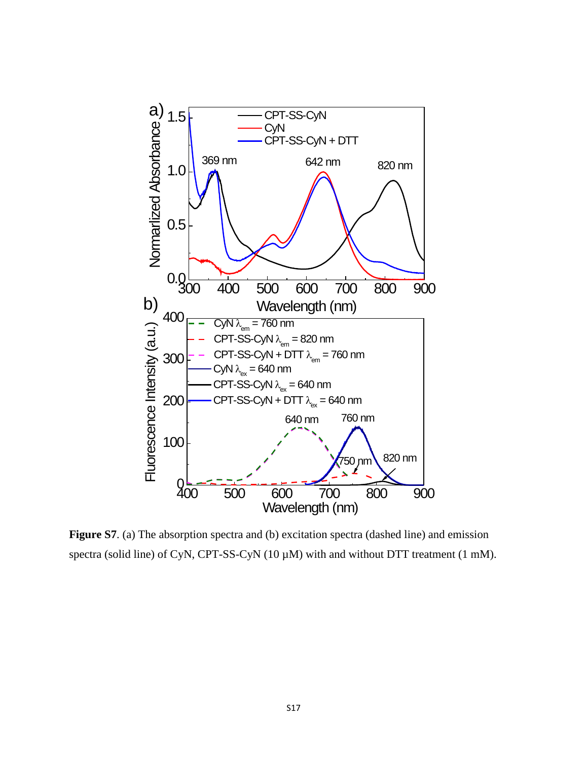**Figure S7**. (a) The absorption spectra and (b) excitation spectra (dashed line) and emission spectra (solid line) of CyN, CPT-SS-CyN (10 μM) with and without DTT treatment (1 mM).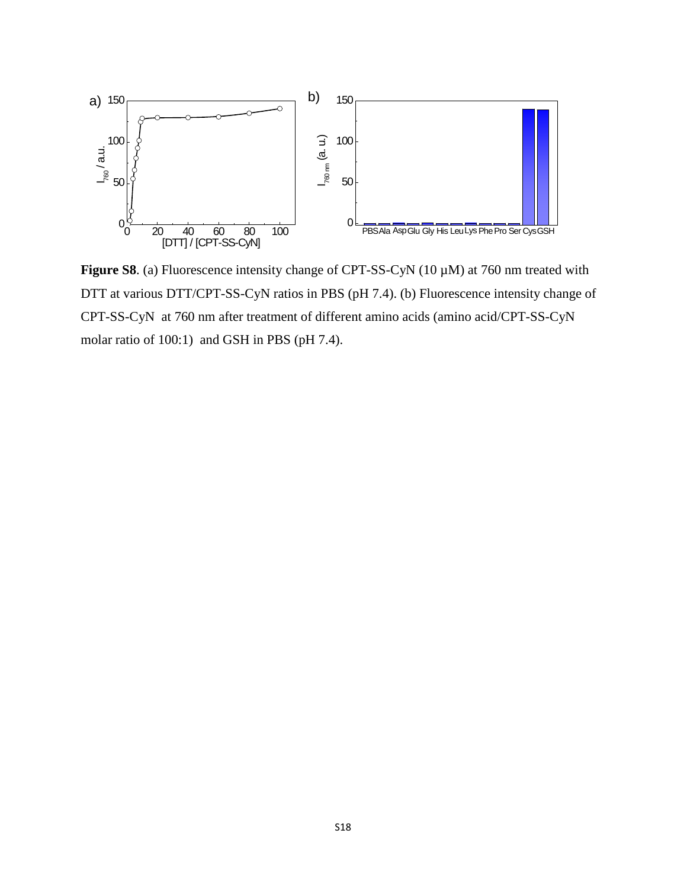**Figure S8**. (a) Fluorescence intensity change of CPT-SS-CyN (10 μM) at 760 nm treated with DTT at various DTT/CPT-SS-CyN ratios in PBS (pH 7.4). (b) Fluorescence intensity change of CPT-SS-CyN at 760 nm after treatment of different amino acids (amino acid/CPT-SS-CyN molar ratio of 100:1) and GSH in PBS (pH 7.4).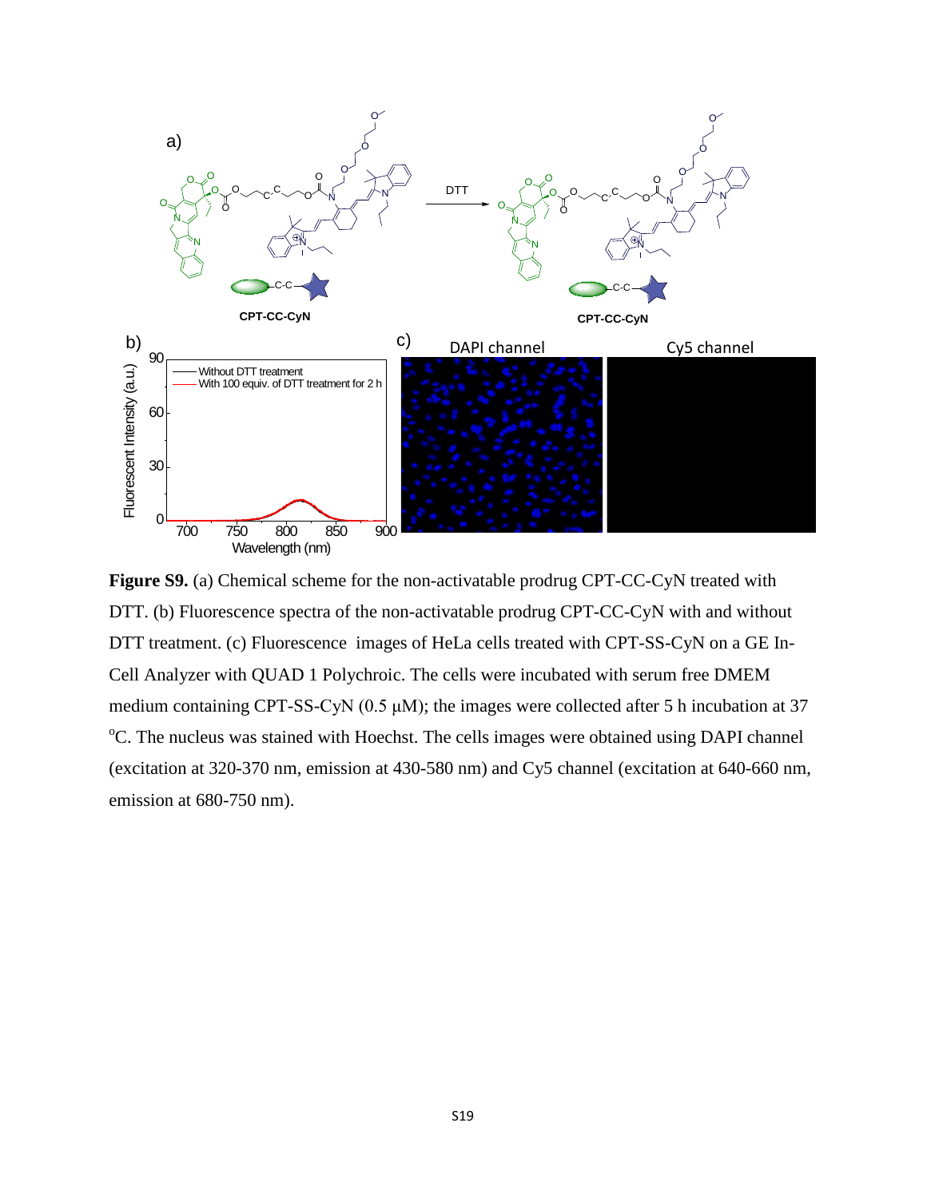**Figure S9.** (a) Chemical scheme for the non-activatable prodrug CPT-CC-CyN treated with DTT. (b) Fluorescence spectra of the non-activatable prodrug CPT-CC-CyN with and without DTT treatment. (c) Fluorescence images of HeLa cells treated with CPT-SS-CyN on a GE In-Cell Analyzer with QUAD 1 Polychroic. The cells were incubated with serum free DMEM medium containing CPT-SS-CyN (0.5 μM); the images were collected after 5 h incubation at 37 °C. The nucleus was stained with Hoechst. The cells images were obtained using DAPI channel (excitation at 320-370 nm, emission at 430-580 nm) and Cy5 channel (excitation at 640-660 nm, emission at 680-750 nm).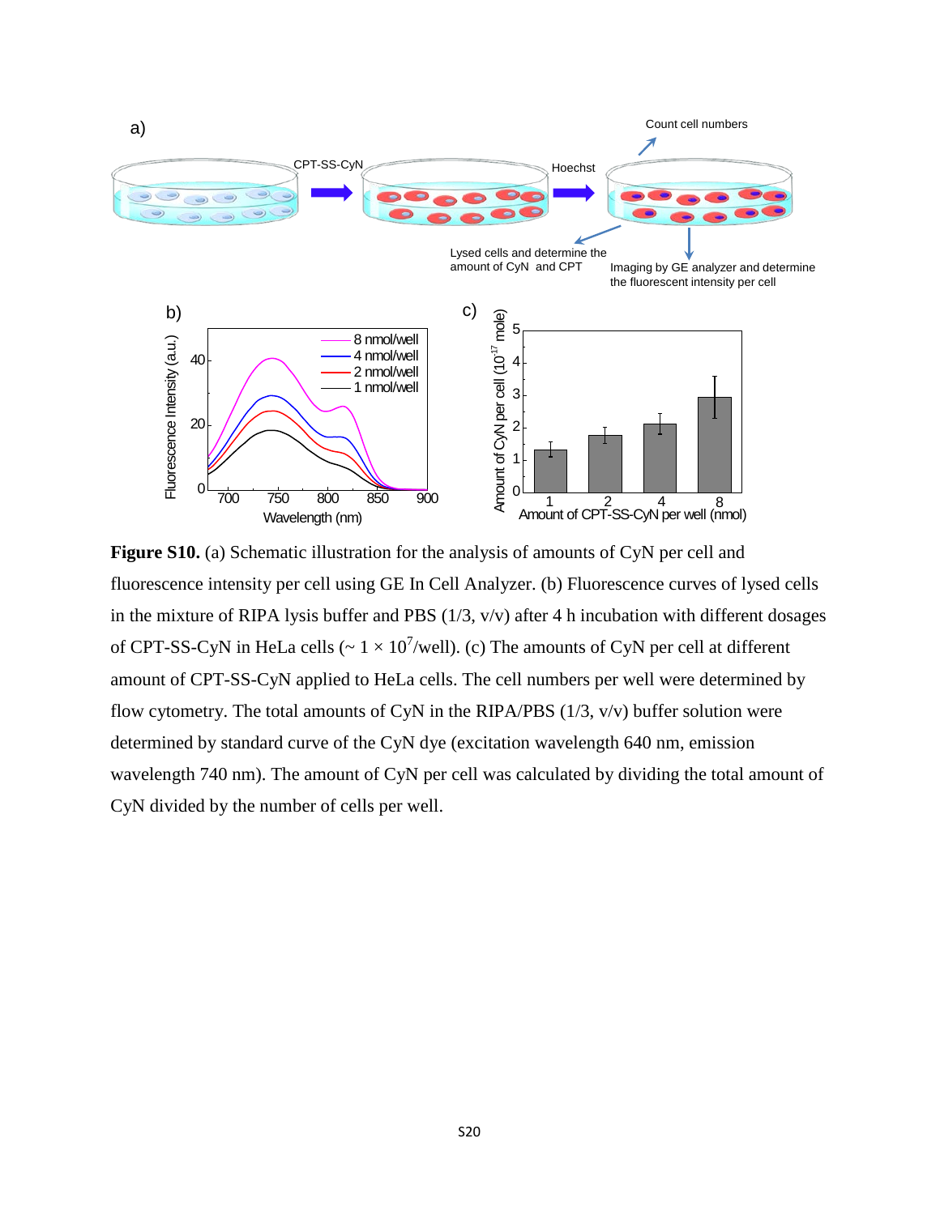**Figure S10.** (a) Schematic illustration for the analysis of amounts of CyN per cell and fluorescence intensity per cell using GE In Cell Analyzer. (b) Fluorescence curves of lysed cells in the mixture of RIPA lysis buffer and PBS (1/3, v/v) after 4 h incubation with different dosages of CPT-SS-CyN in HeLa cells (~ $1 \times 10^7$/well). (c) The amounts of CyN per cell at different amount of CPT-SS-CyN applied to HeLa cells. The cell numbers per well were determined by flow cytometry. The total amounts of CyN in the RIPA/PBS (1/3, v/v) buffer solution were determined by standard curve of the CyN dye (excitation wavelength 640 nm, emission wavelength 740 nm). The amount of CyN per cell was calculated by dividing the total amount of CyN divided by the number of cells per well.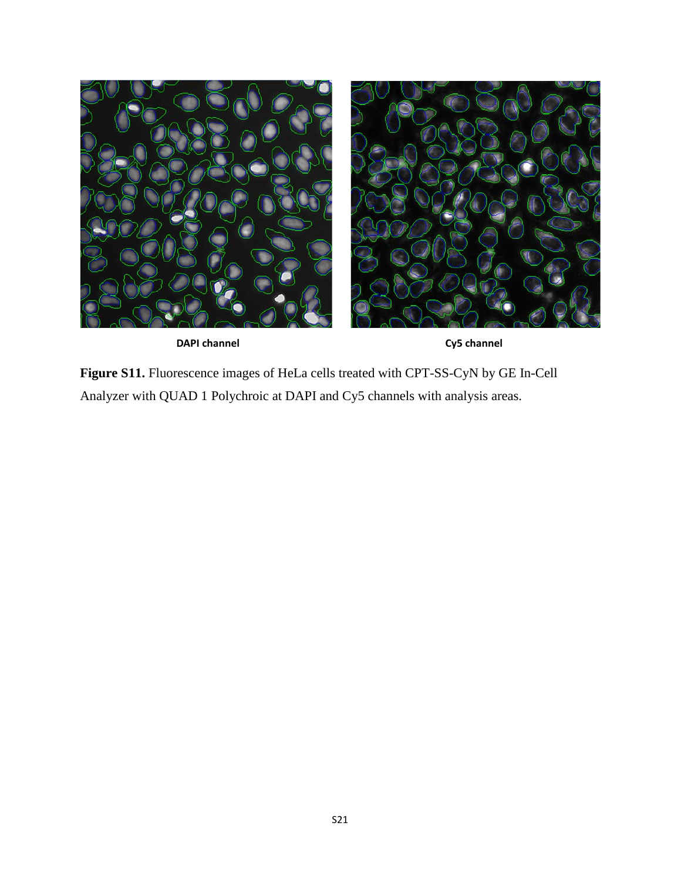DAPI channel

Cy5 channel

**Figure S11.** Fluorescence images of HeLa cells treated with CPT-SS-CyN by GE In-Cell Analyzer with QUAD 1 Polychroic at DAPI and Cy5 channels with analysis areas.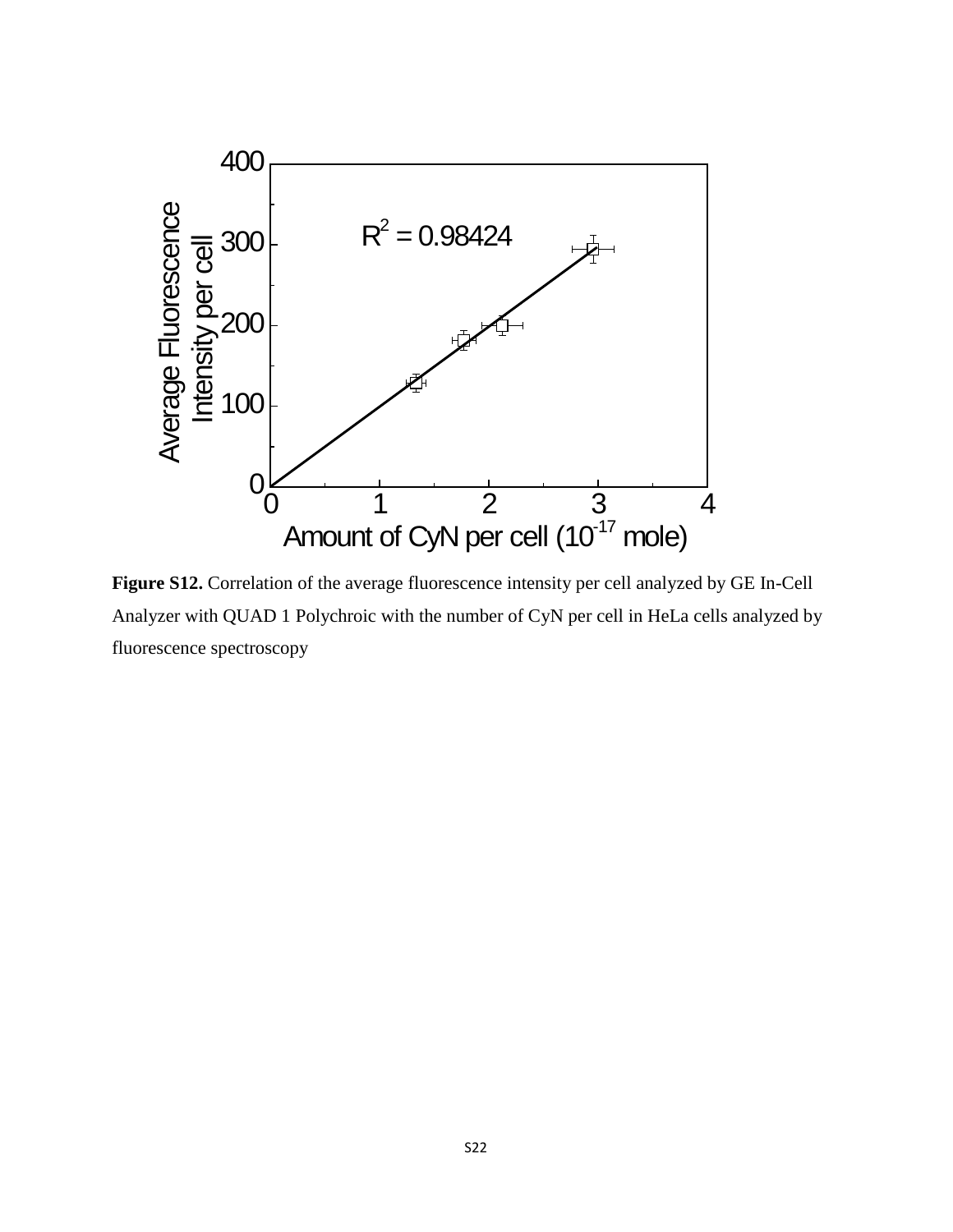**Figure S12.** Correlation of the average fluorescence intensity per cell analyzed by GE In-Cell Analyzer with QUAD 1 Polychroic with the number of CyN per cell in HeLa cells analyzed by fluorescence spectroscopy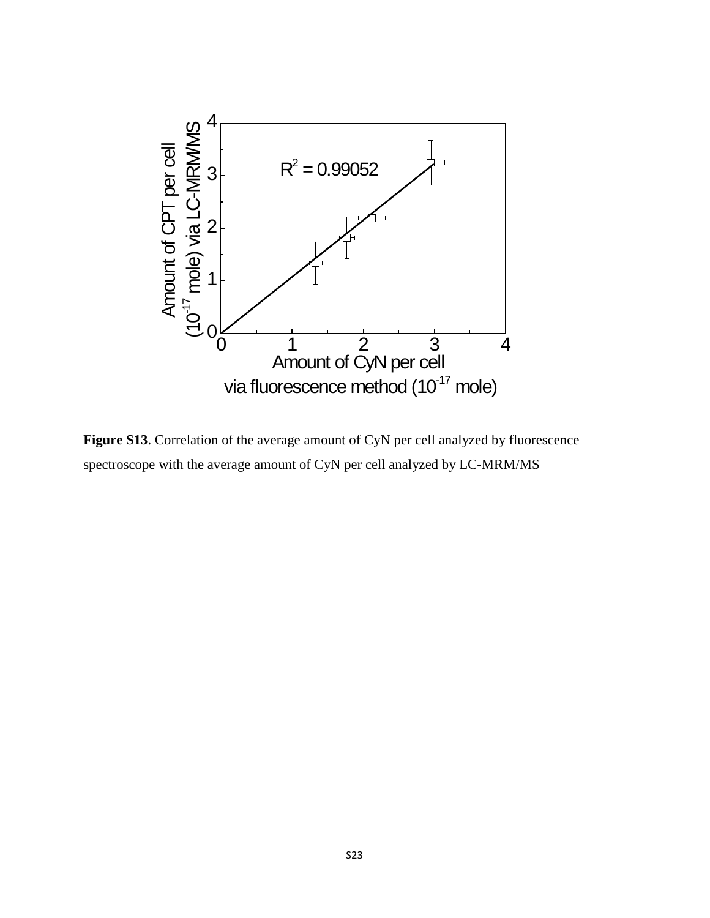Figure S13. Correlation of the average amount of CyN per cell analyzed by fluorescence spectroscope with the average amount of CyN per cell analyzed by LC-MRM/MS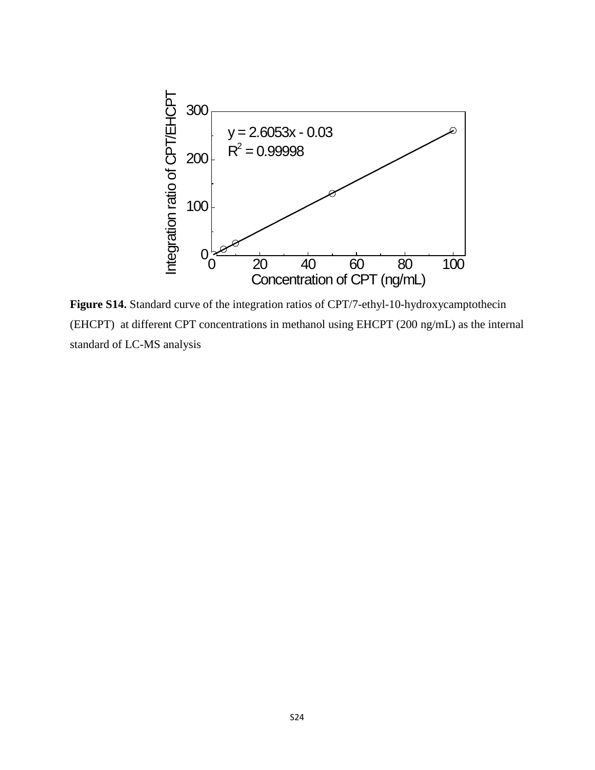**Figure S14.** Standard curve of the integration ratios of CPT/7-ethyl-10-hydroxycamptothecin (EHCPT) at different CPT concentrations in methanol using EHCPT (200 ng/mL) as the internal standard of LC-MS analysis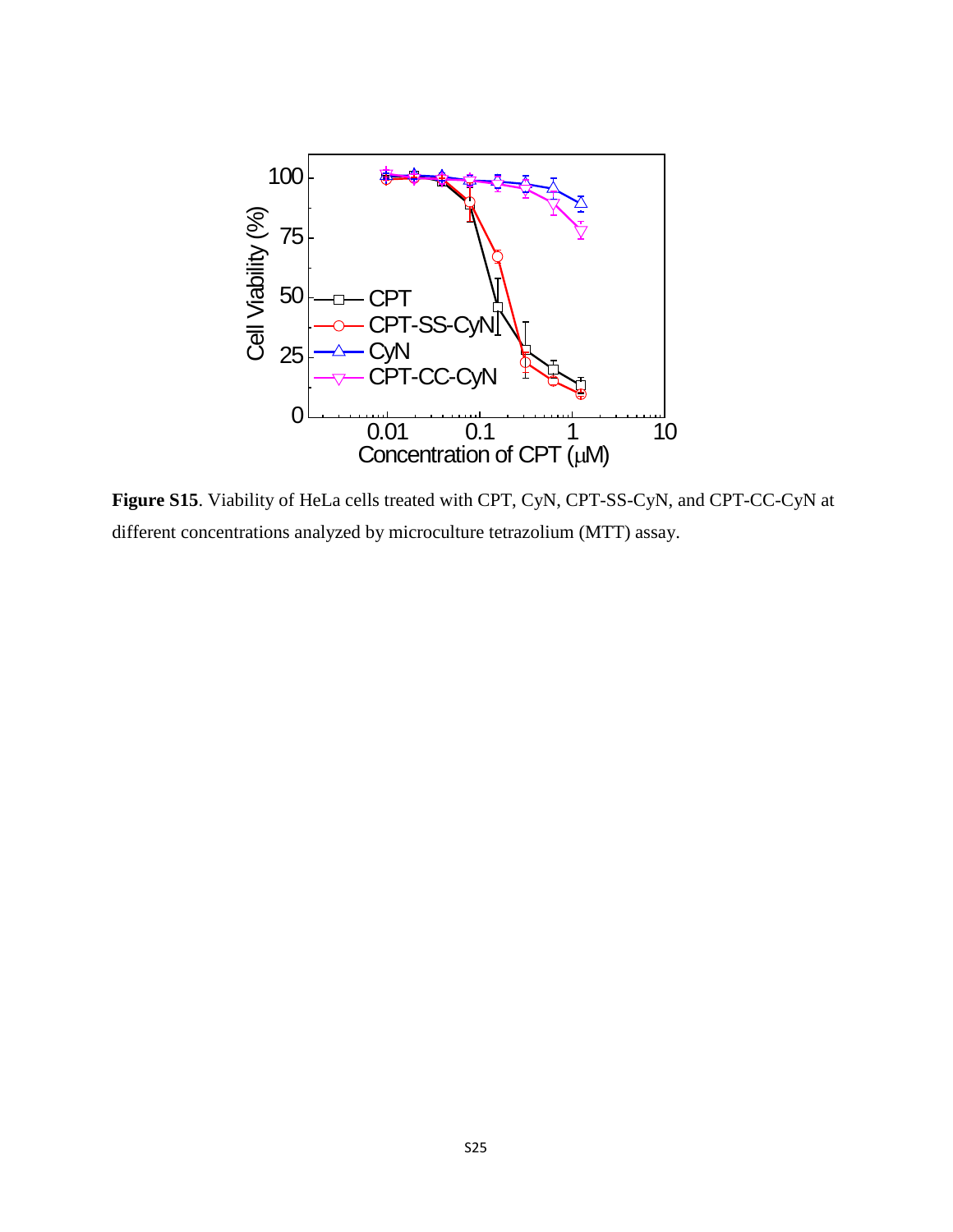**Figure S15**. Viability of HeLa cells treated with CPT, CyN, CPT-SS-CyN, and CPT-CC-CyN at different concentrations analyzed by microculture tetrazolium (MTT) assay.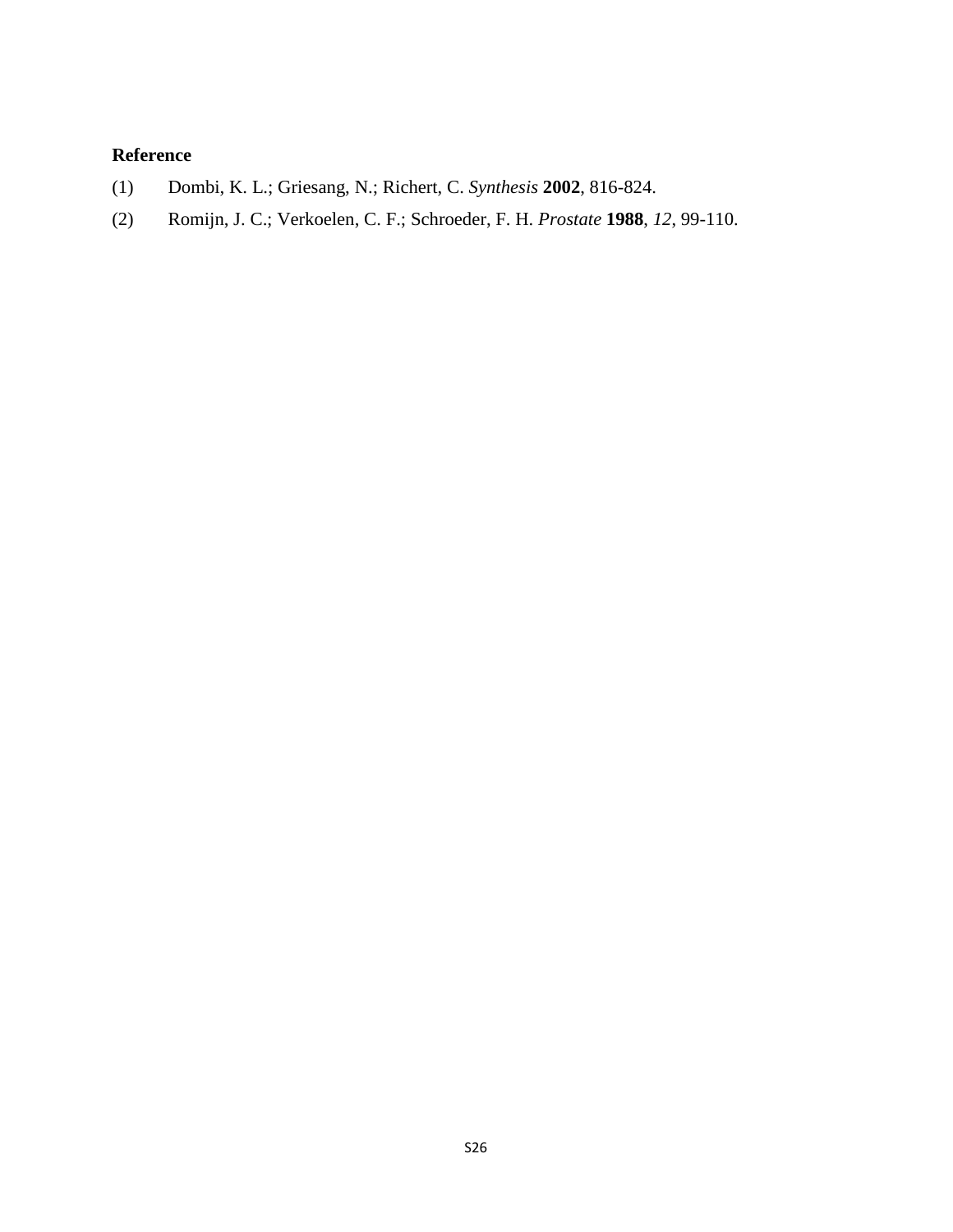**Reference**

(1) Dombi, K. L.; Griesang, N.; Richert, C. *Synthesis* **2002**, 816-824.

(2) Romijn, J. C.; Verkoelen, C. F.; Schroeder, F. H. *Prostate* **1988**, *12*, 99-110.